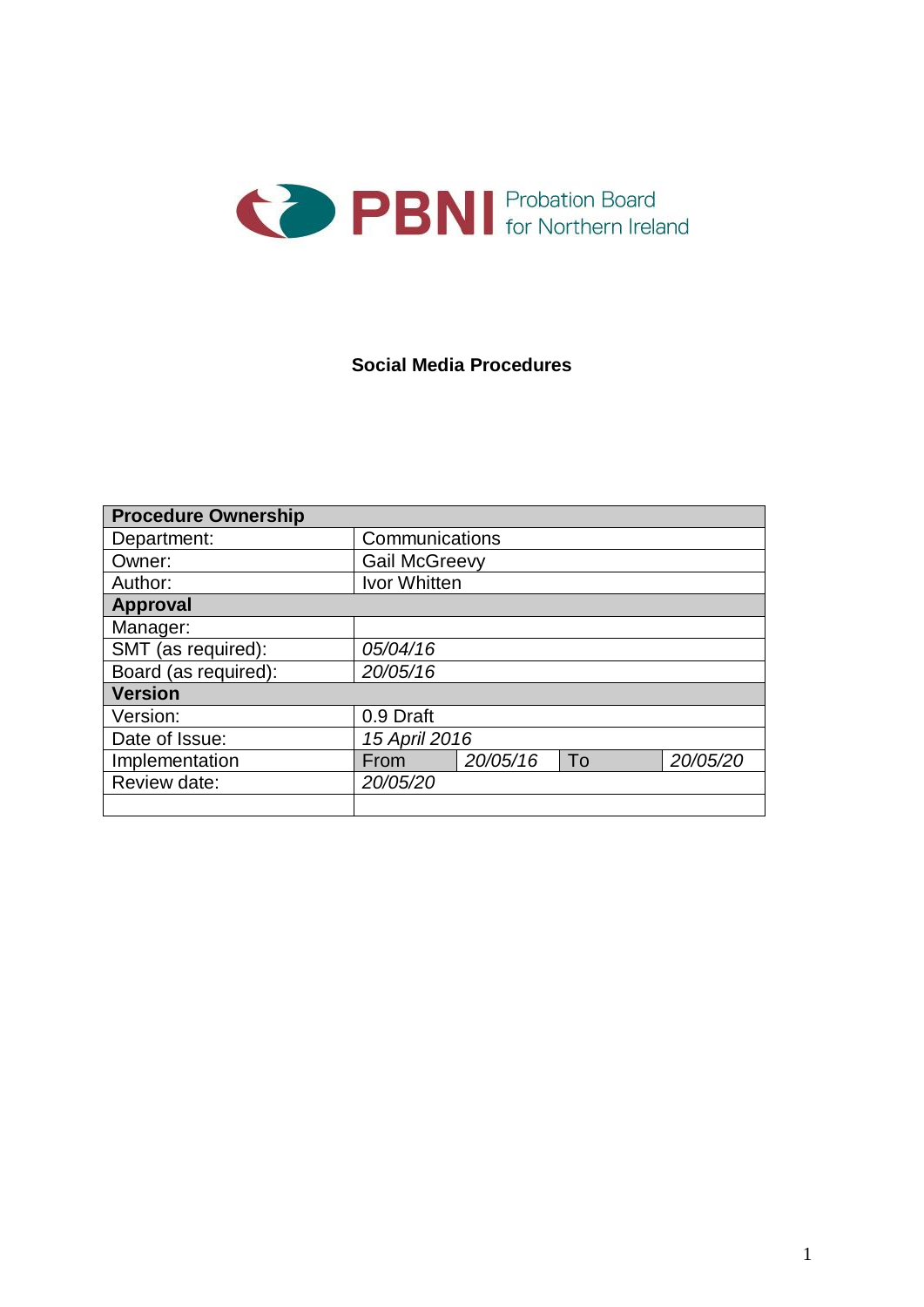PBNI Probation Board for Northern Ireland

# Social Media Procedures

| **Procedure Ownership** | | | | |
|---|---|---|---|---|
| Department: | Communications | | | |
| Owner: | Gail McGreevy | | | |
| Author: | Ivor Whitten | | | |
| **Approval** | | | | |
| Manager: | | | | |
| SMT (as required): | *05/04/16* | | | |
| Board (as required): | *20/05/16* | | | |
| **Version** | | | | |
| Version: | 0.9 Draft | | | |
| Date of Issue: | *15 April 2016* | | | |
| Implementation | From | *20/05/16* | To | *20/05/20* |
| Review date: | *20/05/20* | | | |
| | | | | |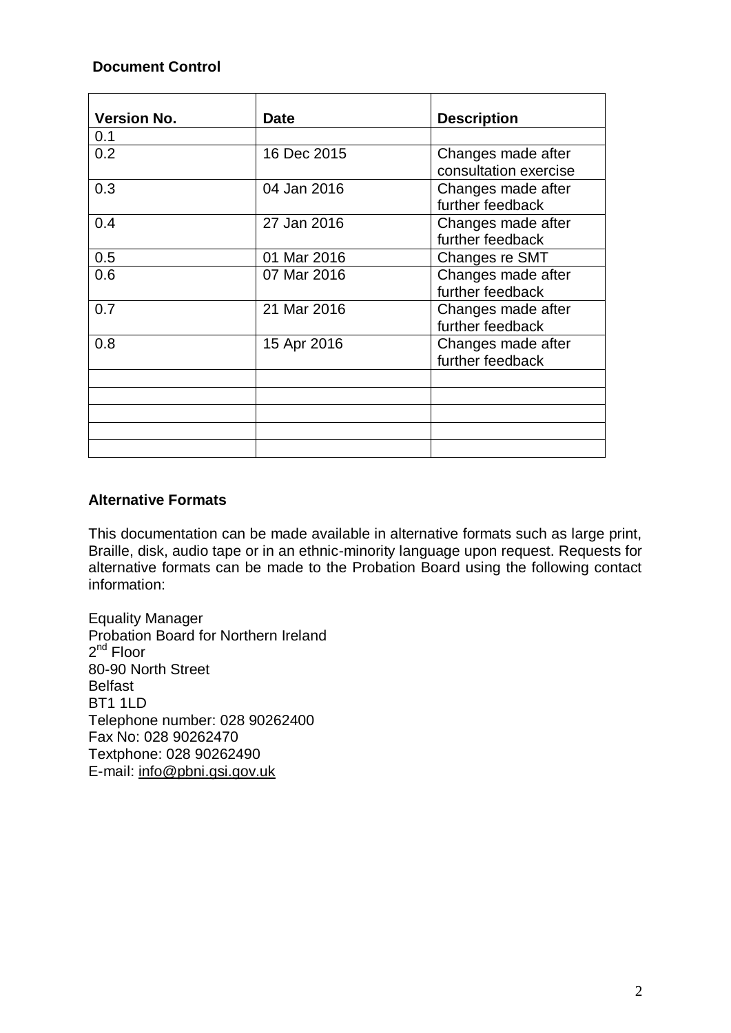**Document Control**

| Version No. | Date | Description |
|---|---|---|
| 0.1 | | |
| 0.2 | 16 Dec 2015 | Changes made after consultation exercise |
| 0.3 | 04 Jan 2016 | Changes made after further feedback |
| 0.4 | 27 Jan 2016 | Changes made after further feedback |
| 0.5 | 01 Mar 2016 | Changes re SMT |
| 0.6 | 07 Mar 2016 | Changes made after further feedback |
| 0.7 | 21 Mar 2016 | Changes made after further feedback |
| 0.8 | 15 Apr 2016 | Changes made after further feedback |
| | | |
| | | |
| | | |
| | | |
| | | |

**Alternative Formats**

This documentation can be made available in alternative formats such as large print, Braille, disk, audio tape or in an ethnic-minority language upon request. Requests for alternative formats can be made to the Probation Board using the following contact information:

Equality Manager
Probation Board for Northern Ireland
2nd Floor
80-90 North Street
Belfast
BT1 1LD
Telephone number: 028 90262400
Fax No: 028 90262470
Textphone: 028 90262490
E-mail: info@pbni.gsi.gov.uk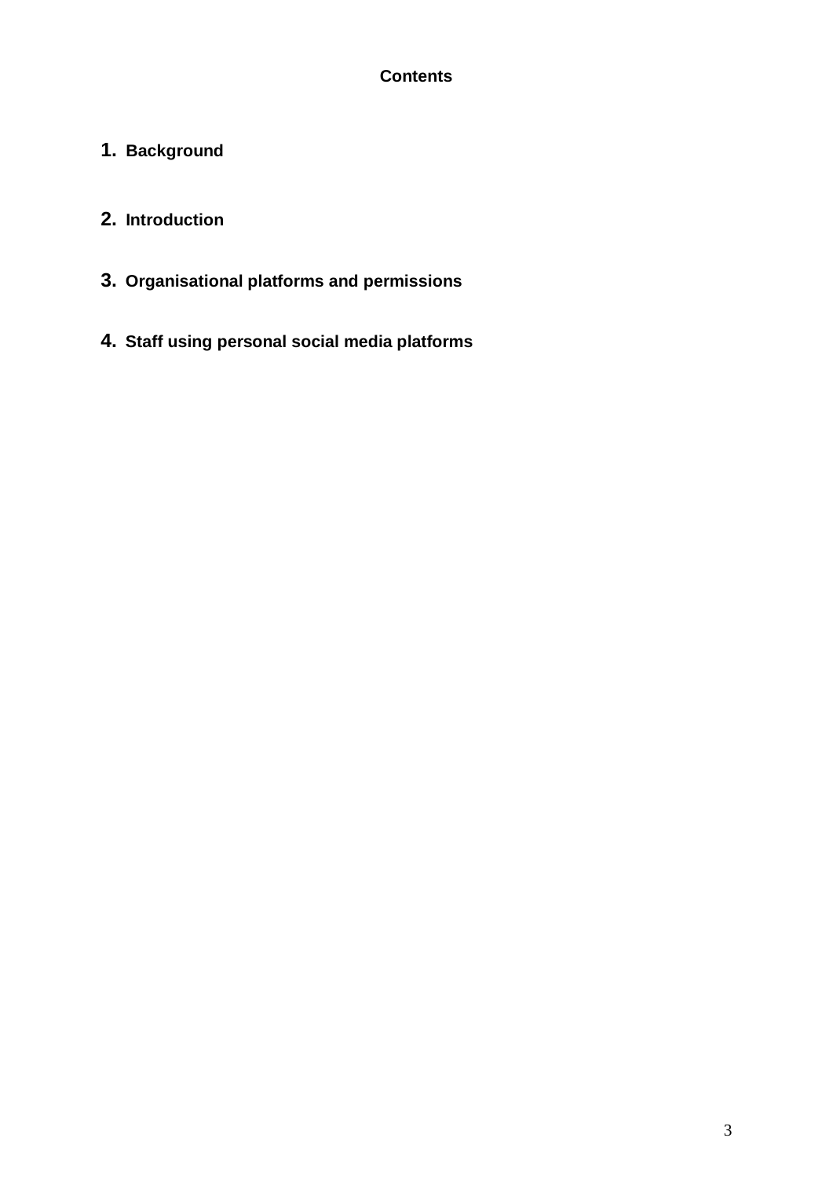**Contents**

1. **Background**

2. **Introduction**

3. **Organisational platforms and permissions**

4. **Staff using personal social media platforms**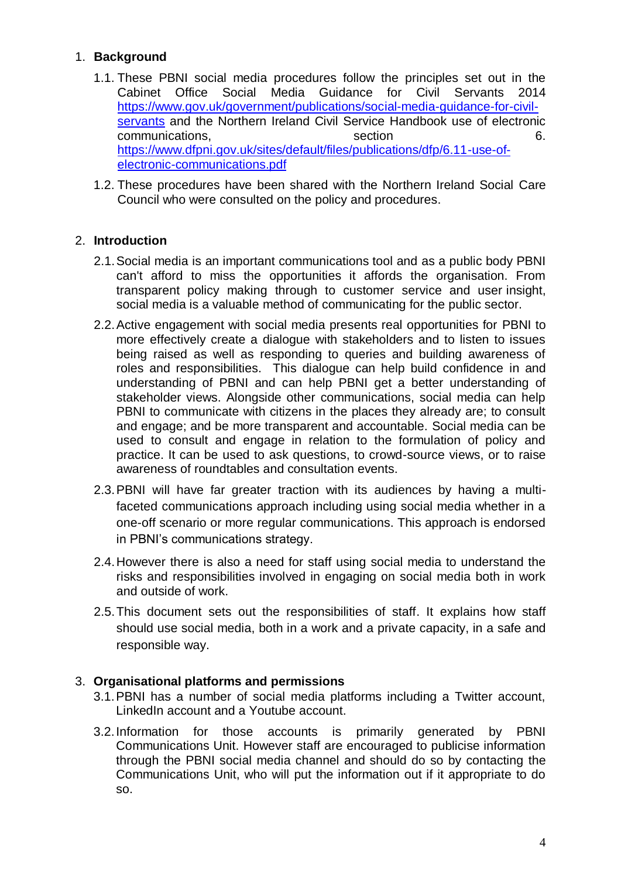## 1. Background

1.1. These PBNI social media procedures follow the principles set out in the Cabinet Office Social Media Guidance for Civil Servants 2014 https://www.gov.uk/government/publications/social-media-guidance-for-civil-servants and the Northern Ireland Civil Service Handbook use of electronic communications, section 6. https://www.dfpni.gov.uk/sites/default/files/publications/dfp/6.11-use-of-electronic-communications.pdf

1.2. These procedures have been shared with the Northern Ireland Social Care Council who were consulted on the policy and procedures.

## 2. Introduction

2.1. Social media is an important communications tool and as a public body PBNI can't afford to miss the opportunities it affords the organisation. From transparent policy making through to customer service and user insight, social media is a valuable method of communicating for the public sector.

2.2. Active engagement with social media presents real opportunities for PBNI to more effectively create a dialogue with stakeholders and to listen to issues being raised as well as responding to queries and building awareness of roles and responsibilities. This dialogue can help build confidence in and understanding of PBNI and can help PBNI get a better understanding of stakeholder views. Alongside other communications, social media can help PBNI to communicate with citizens in the places they already are; to consult and engage; and be more transparent and accountable. Social media can be used to consult and engage in relation to the formulation of policy and practice. It can be used to ask questions, to crowd-source views, or to raise awareness of roundtables and consultation events.

2.3. PBNI will have far greater traction with its audiences by having a multi-faceted communications approach including using social media whether in a one-off scenario or more regular communications. This approach is endorsed in PBNI's communications strategy.

2.4. However there is also a need for staff using social media to understand the risks and responsibilities involved in engaging on social media both in work and outside of work.

2.5. This document sets out the responsibilities of staff. It explains how staff should use social media, both in a work and a private capacity, in a safe and responsible way.

## 3. Organisational platforms and permissions

3.1. PBNI has a number of social media platforms including a Twitter account, LinkedIn account and a Youtube account.

3.2. Information for those accounts is primarily generated by PBNI Communications Unit. However staff are encouraged to publicise information through the PBNI social media channel and should do so by contacting the Communications Unit, who will put the information out if it appropriate to do so.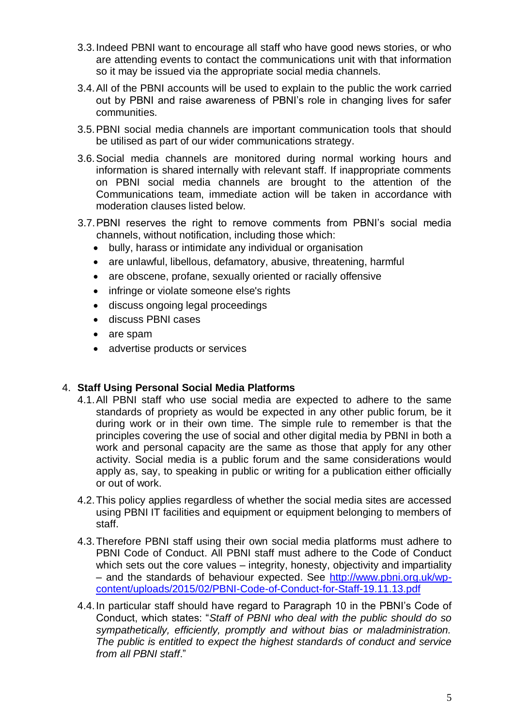3.3. Indeed PBNI want to encourage all staff who have good news stories, or who are attending events to contact the communications unit with that information so it may be issued via the appropriate social media channels.

3.4. All of the PBNI accounts will be used to explain to the public the work carried out by PBNI and raise awareness of PBNI's role in changing lives for safer communities.

3.5. PBNI social media channels are important communication tools that should be utilised as part of our wider communications strategy.

3.6. Social media channels are monitored during normal working hours and information is shared internally with relevant staff. If inappropriate comments on PBNI social media channels are brought to the attention of the Communications team, immediate action will be taken in accordance with moderation clauses listed below.

3.7. PBNI reserves the right to remove comments from PBNI's social media channels, without notification, including those which:

- bully, harass or intimidate any individual or organisation
- are unlawful, libellous, defamatory, abusive, threatening, harmful
- are obscene, profane, sexually oriented or racially offensive
- infringe or violate someone else's rights
- discuss ongoing legal proceedings
- discuss PBNI cases
- are spam
- advertise products or services

## 4. Staff Using Personal Social Media Platforms

4.1. All PBNI staff who use social media are expected to adhere to the same standards of propriety as would be expected in any other public forum, be it during work or in their own time. The simple rule to remember is that the principles covering the use of social and other digital media by PBNI in both a work and personal capacity are the same as those that apply for any other activity. Social media is a public forum and the same considerations would apply as, say, to speaking in public or writing for a publication either officially or out of work.

4.2. This policy applies regardless of whether the social media sites are accessed using PBNI IT facilities and equipment or equipment belonging to members of staff.

4.3. Therefore PBNI staff using their own social media platforms must adhere to PBNI Code of Conduct. All PBNI staff must adhere to the Code of Conduct which sets out the core values – integrity, honesty, objectivity and impartiality – and the standards of behaviour expected. See [http://www.pbni.org.uk/wp-content/uploads/2015/02/PBNI-Code-of-Conduct-for-Staff-19.11.13.pdf](http://www.pbni.org.uk/wp-content/uploads/2015/02/PBNI-Code-of-Conduct-for-Staff-19.11.13.pdf)

4.4. In particular staff should have regard to Paragraph 10 in the PBNI's Code of Conduct, which states: "*Staff of PBNI who deal with the public should do so sympathetically, efficiently, promptly and without bias or maladministration. The public is entitled to expect the highest standards of conduct and service from all PBNI staff*."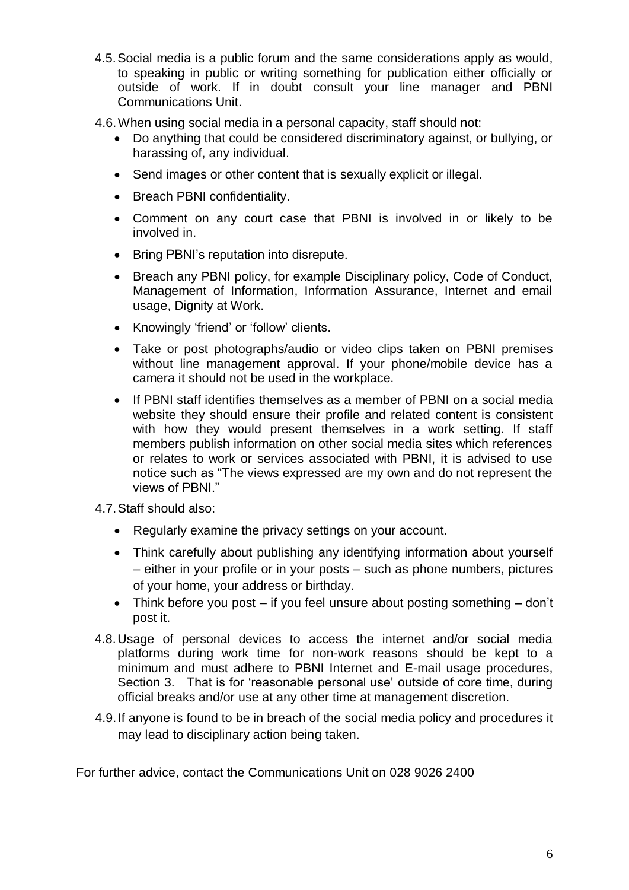4.5. Social media is a public forum and the same considerations apply as would, to speaking in public or writing something for publication either officially or outside of work. If in doubt consult your line manager and PBNI Communications Unit.

4.6. When using social media in a personal capacity, staff should not:

- Do anything that could be considered discriminatory against, or bullying, or harassing of, any individual.
- Send images or other content that is sexually explicit or illegal.
- Breach PBNI confidentiality.
- Comment on any court case that PBNI is involved in or likely to be involved in.
- Bring PBNI's reputation into disrepute.
- Breach any PBNI policy, for example Disciplinary policy, Code of Conduct, Management of Information, Information Assurance, Internet and email usage, Dignity at Work.
- Knowingly 'friend' or 'follow' clients.
- Take or post photographs/audio or video clips taken on PBNI premises without line management approval. If your phone/mobile device has a camera it should not be used in the workplace.
- If PBNI staff identifies themselves as a member of PBNI on a social media website they should ensure their profile and related content is consistent with how they would present themselves in a work setting. If staff members publish information on other social media sites which references or relates to work or services associated with PBNI, it is advised to use notice such as "The views expressed are my own and do not represent the views of PBNI."

4.7. Staff should also:

- Regularly examine the privacy settings on your account.
- Think carefully about publishing any identifying information about yourself – either in your profile or in your posts – such as phone numbers, pictures of your home, your address or birthday.
- Think before you post – if you feel unsure about posting something **–** don't post it.

4.8. Usage of personal devices to access the internet and/or social media platforms during work time for non-work reasons should be kept to a minimum and must adhere to PBNI Internet and E-mail usage procedures, Section 3. That is for 'reasonable personal use' outside of core time, during official breaks and/or use at any other time at management discretion.

4.9. If anyone is found to be in breach of the social media policy and procedures it may lead to disciplinary action being taken.

For further advice, contact the Communications Unit on 028 9026 2400